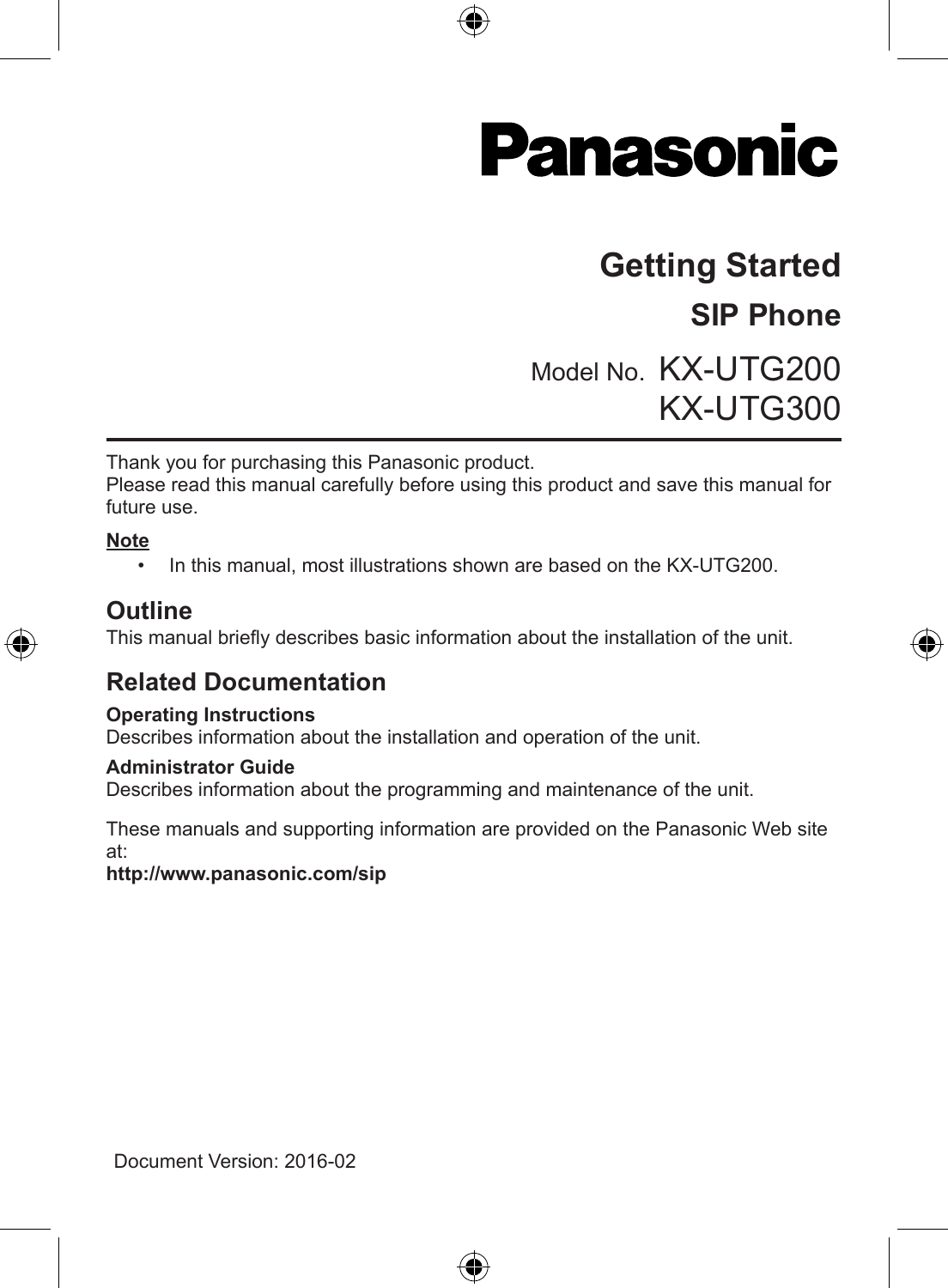Panasonic

# Getting Started

## SIP Phone

Model No. KX-UTG200
KX-UTG300

Thank you for purchasing this Panasonic product.
Please read this manual carefully before using this product and save this manual for future use.

**Note**

- In this manual, most illustrations shown are based on the KX-UTG200.

## Outline

This manual briefly describes basic information about the installation of the unit.

## Related Documentation

**Operating Instructions**
Describes information about the installation and operation of the unit.

**Administrator Guide**
Describes information about the programming and maintenance of the unit.

These manuals and supporting information are provided on the Panasonic Web site at:
**http://www.panasonic.com/sip**

Document Version: 2016-02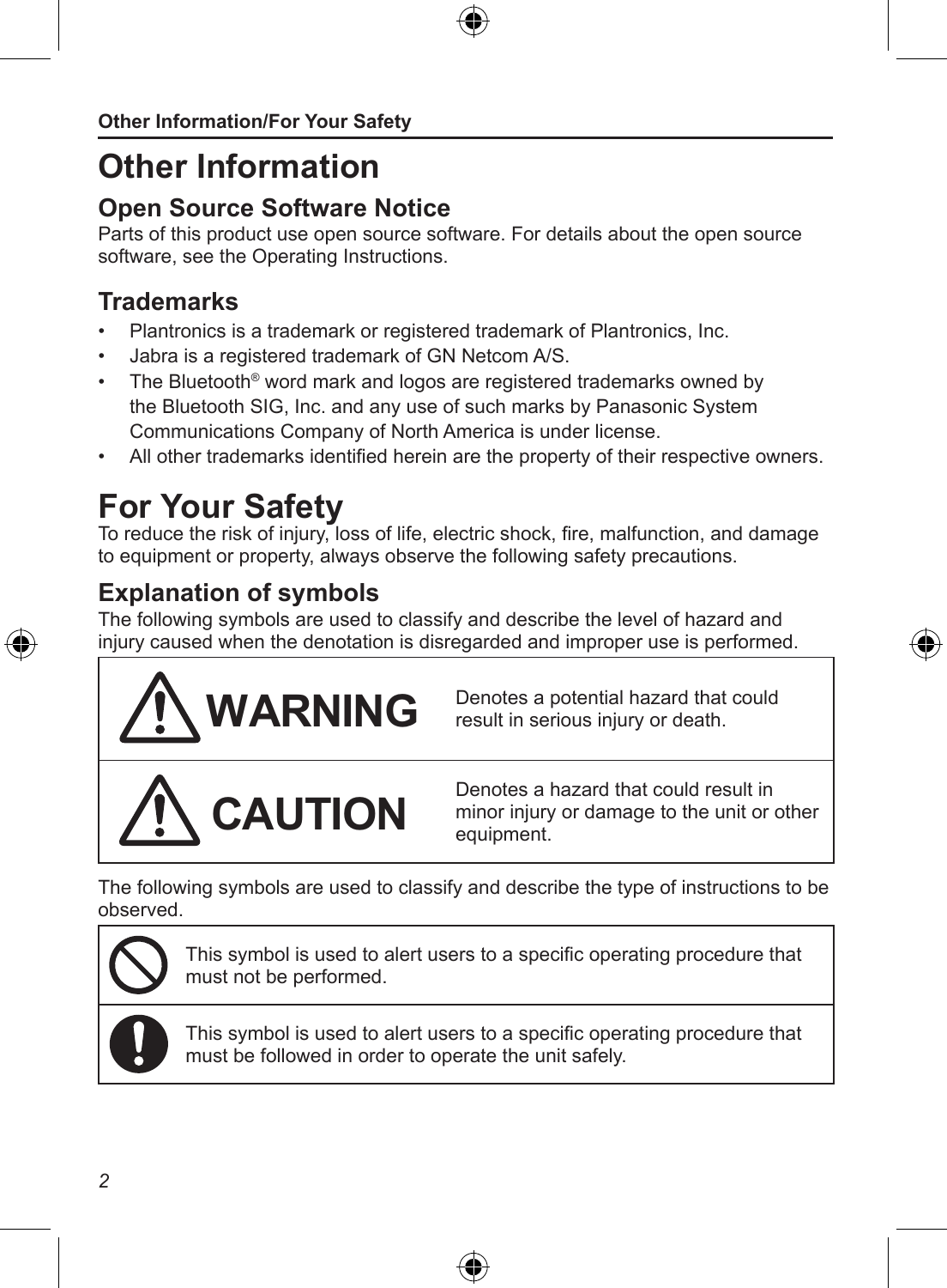# Other Information

## Open Source Software Notice

Parts of this product use open source software. For details about the open source software, see the Operating Instructions.

## Trademarks

- Plantronics is a trademark or registered trademark of Plantronics, Inc.
- Jabra is a registered trademark of GN Netcom A/S.
- The Bluetooth® word mark and logos are registered trademarks owned by the Bluetooth SIG, Inc. and any use of such marks by Panasonic System Communications Company of North America is under license.
- All other trademarks identified herein are the property of their respective owners.

# For Your Safety

To reduce the risk of injury, loss of life, electric shock, fire, malfunction, and damage to equipment or property, always observe the following safety precautions.

## Explanation of symbols

The following symbols are used to classify and describe the level of hazard and injury caused when the denotation is disregarded and improper use is performed.

| | |
|---|---|
| ⚠ **WARNING** | Denotes a potential hazard that could result in serious injury or death. |
| ⚠ **CAUTION** | Denotes a hazard that could result in minor injury or damage to the unit or other equipment. |

The following symbols are used to classify and describe the type of instructions to be observed.

| | |
|---|---|
| ⊘ | This symbol is used to alert users to a specific operating procedure that must not be performed. |
| ❗ | This symbol is used to alert users to a specific operating procedure that must be followed in order to operate the unit safely. |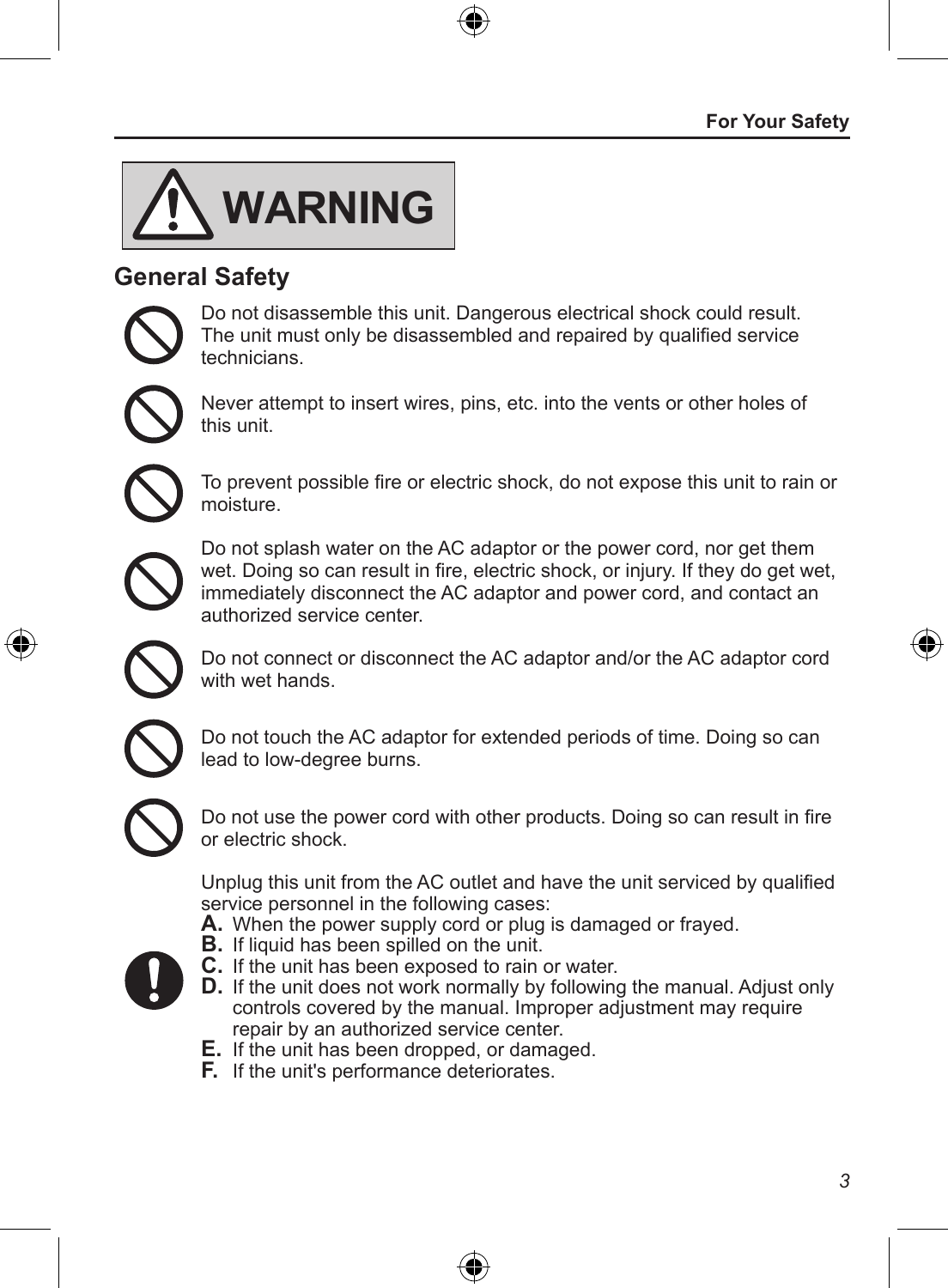# WARNING

## General Safety

- Do not disassemble this unit. Dangerous electrical shock could result. The unit must only be disassembled and repaired by qualified service technicians.

- Never attempt to insert wires, pins, etc. into the vents or other holes of this unit.

- To prevent possible fire or electric shock, do not expose this unit to rain or moisture.

- Do not splash water on the AC adaptor or the power cord, nor get them wet. Doing so can result in fire, electric shock, or injury. If they do get wet, immediately disconnect the AC adaptor and power cord, and contact an authorized service center.

- Do not connect or disconnect the AC adaptor and/or the AC adaptor cord with wet hands.

- Do not touch the AC adaptor for extended periods of time. Doing so can lead to low-degree burns.

- Do not use the power cord with other products. Doing so can result in fire or electric shock.

- Unplug this unit from the AC outlet and have the unit serviced by qualified service personnel in the following cases:

  **A.** When the power supply cord or plug is damaged or frayed.
  **B.** If liquid has been spilled on the unit.
  **C.** If the unit has been exposed to rain or water.
  **D.** If the unit does not work normally by following the manual. Adjust only controls covered by the manual. Improper adjustment may require repair by an authorized service center.
  **E.** If the unit has been dropped, or damaged.
  **F.** If the unit's performance deteriorates.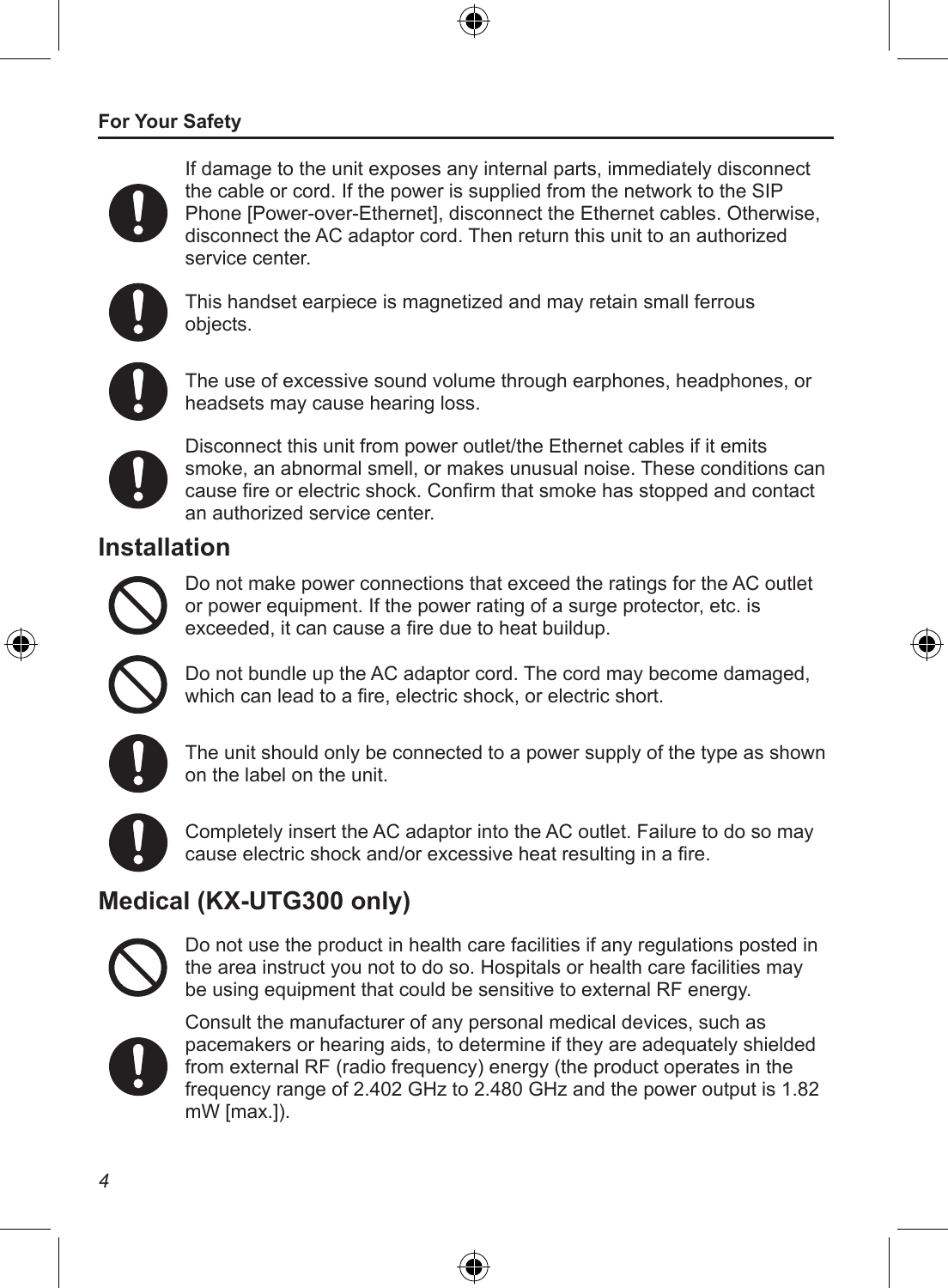If damage to the unit exposes any internal parts, immediately disconnect the cable or cord. If the power is supplied from the network to the SIP Phone [Power-over-Ethernet], disconnect the Ethernet cables. Otherwise, disconnect the AC adaptor cord. Then return this unit to an authorized service center.

This handset earpiece is magnetized and may retain small ferrous objects.

The use of excessive sound volume through earphones, headphones, or headsets may cause hearing loss.

Disconnect this unit from power outlet/the Ethernet cables if it emits smoke, an abnormal smell, or makes unusual noise. These conditions can cause fire or electric shock. Confirm that smoke has stopped and contact an authorized service center.

## Installation

Do not make power connections that exceed the ratings for the AC outlet or power equipment. If the power rating of a surge protector, etc. is exceeded, it can cause a fire due to heat buildup.

Do not bundle up the AC adaptor cord. The cord may become damaged, which can lead to a fire, electric shock, or electric short.

The unit should only be connected to a power supply of the type as shown on the label on the unit.

Completely insert the AC adaptor into the AC outlet. Failure to do so may cause electric shock and/or excessive heat resulting in a fire.

## Medical (KX-UTG300 only)

Do not use the product in health care facilities if any regulations posted in the area instruct you not to do so. Hospitals or health care facilities may be using equipment that could be sensitive to external RF energy.

Consult the manufacturer of any personal medical devices, such as pacemakers or hearing aids, to determine if they are adequately shielded from external RF (radio frequency) energy (the product operates in the frequency range of 2.402 GHz to 2.480 GHz and the power output is 1.82 mW [max.]).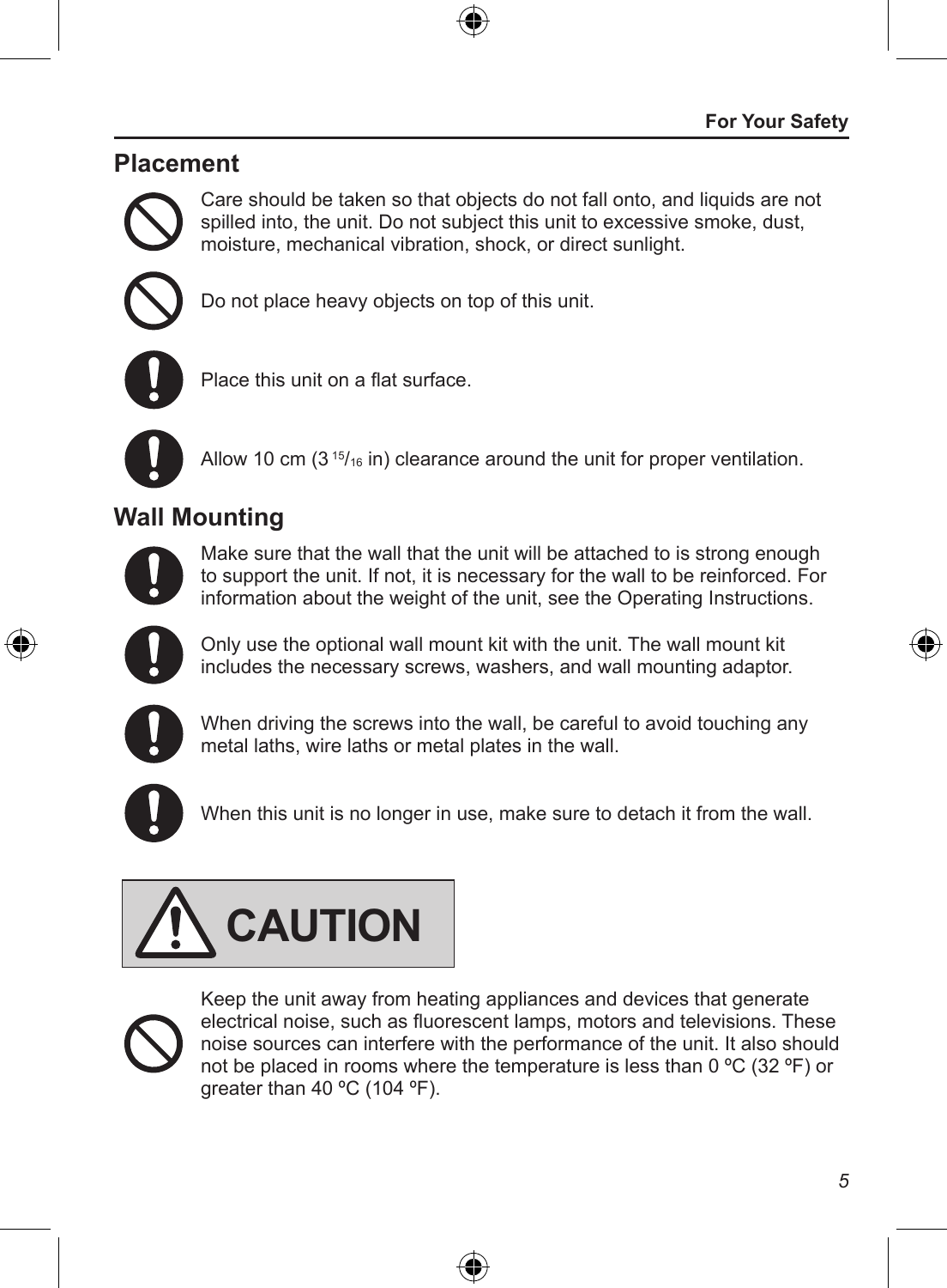## Placement

Care should be taken so that objects do not fall onto, and liquids are not spilled into, the unit. Do not subject this unit to excessive smoke, dust, moisture, mechanical vibration, shock, or direct sunlight.

Do not place heavy objects on top of this unit.

Place this unit on a flat surface.

Allow 10 cm (3 15/16 in) clearance around the unit for proper ventilation.

## Wall Mounting

Make sure that the wall that the unit will be attached to is strong enough to support the unit. If not, it is necessary for the wall to be reinforced. For information about the weight of the unit, see the Operating Instructions.

Only use the optional wall mount kit with the unit. The wall mount kit includes the necessary screws, washers, and wall mounting adaptor.

When driving the screws into the wall, be careful to avoid touching any metal laths, wire laths or metal plates in the wall.

When this unit is no longer in use, make sure to detach it from the wall.

**CAUTION**

Keep the unit away from heating appliances and devices that generate electrical noise, such as fluorescent lamps, motors and televisions. These noise sources can interfere with the performance of the unit. It also should not be placed in rooms where the temperature is less than 0 ºC (32 ºF) or greater than 40 ºC (104 ºF).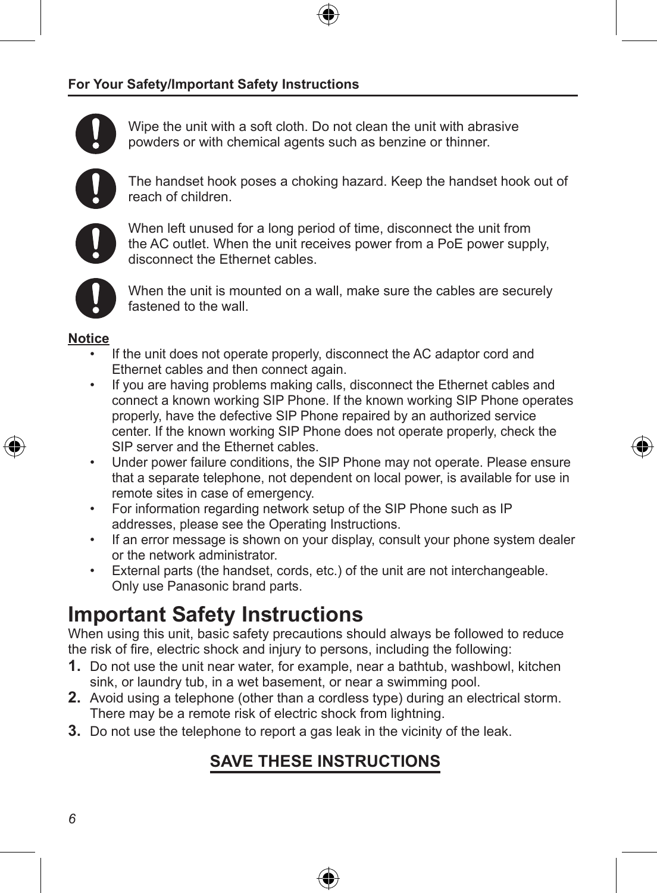Wipe the unit with a soft cloth. Do not clean the unit with abrasive powders or with chemical agents such as benzine or thinner.

The handset hook poses a choking hazard. Keep the handset hook out of reach of children.

When left unused for a long period of time, disconnect the unit from the AC outlet. When the unit receives power from a PoE power supply, disconnect the Ethernet cables.

When the unit is mounted on a wall, make sure the cables are securely fastened to the wall.

**Notice**

- If the unit does not operate properly, disconnect the AC adaptor cord and Ethernet cables and then connect again.
- If you are having problems making calls, disconnect the Ethernet cables and connect a known working SIP Phone. If the known working SIP Phone operates properly, have the defective SIP Phone repaired by an authorized service center. If the known working SIP Phone does not operate properly, check the SIP server and the Ethernet cables.
- Under power failure conditions, the SIP Phone may not operate. Please ensure that a separate telephone, not dependent on local power, is available for use in remote sites in case of emergency.
- For information regarding network setup of the SIP Phone such as IP addresses, please see the Operating Instructions.
- If an error message is shown on your display, consult your phone system dealer or the network administrator.
- External parts (the handset, cords, etc.) of the unit are not interchangeable. Only use Panasonic brand parts.

# Important Safety Instructions

When using this unit, basic safety precautions should always be followed to reduce the risk of fire, electric shock and injury to persons, including the following:

1. Do not use the unit near water, for example, near a bathtub, washbowl, kitchen sink, or laundry tub, in a wet basement, or near a swimming pool.
2. Avoid using a telephone (other than a cordless type) during an electrical storm. There may be a remote risk of electric shock from lightning.
3. Do not use the telephone to report a gas leak in the vicinity of the leak.

**SAVE THESE INSTRUCTIONS**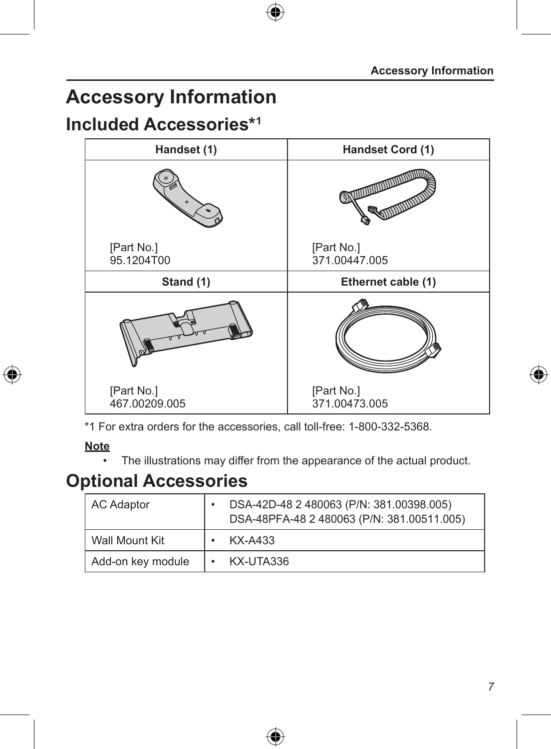# Accessory Information

## Included Accessories*1

| Handset (1) | Handset Cord (1) |
| --- | --- |
| [Part No.] 95.1204T00 | [Part No.] 371.00447.005 |
| **Stand (1)** | **Ethernet cable (1)** |
| [Part No.] 467.00209.005 | [Part No.] 371.00473.005 |

*1 For extra orders for the accessories, call toll-free: 1-800-332-5368.

**Note**

- The illustrations may differ from the appearance of the actual product.

## Optional Accessories

| AC Adaptor | • DSA-42D-48 2 480063 (P/N: 381.00398.005) DSA-48PFA-48 2 480063 (P/N: 381.00511.005) |
| --- | --- |
| Wall Mount Kit | • KX-A433 |
| Add-on key module | • KX-UTA336 |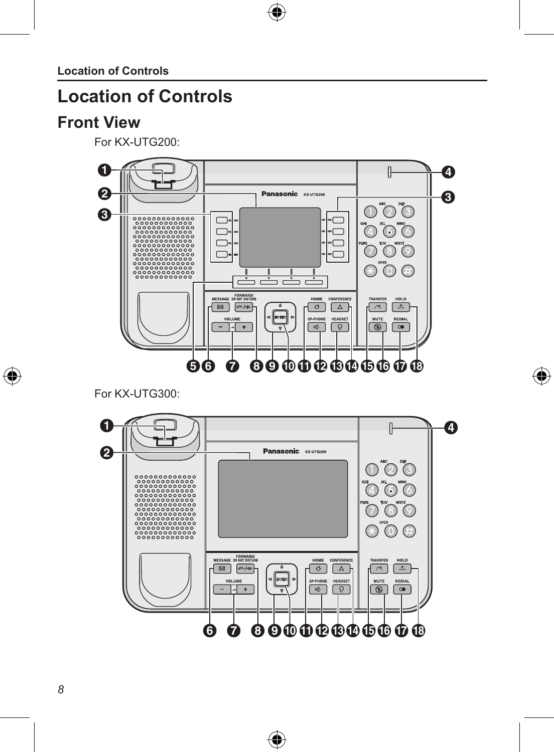# Location of Controls

## Front View

For KX-UTG200:

For KX-UTG300: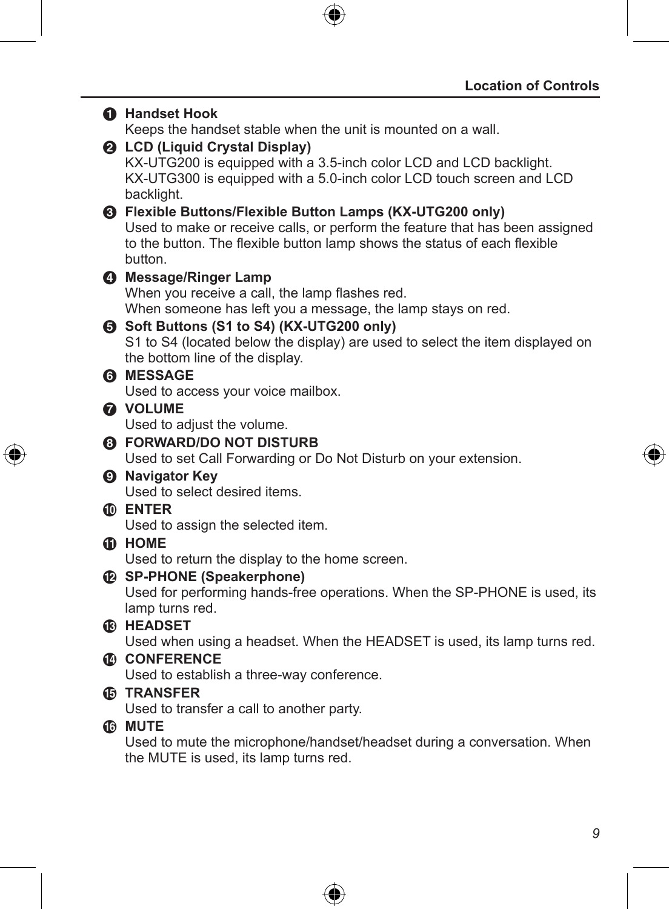1. **Handset Hook**
   Keeps the handset stable when the unit is mounted on a wall.
2. **LCD (Liquid Crystal Display)**
   KX-UTG200 is equipped with a 3.5-inch color LCD and LCD backlight.
   KX-UTG300 is equipped with a 5.0-inch color LCD touch screen and LCD backlight.
3. **Flexible Buttons/Flexible Button Lamps (KX-UTG200 only)**
   Used to make or receive calls, or perform the feature that has been assigned to the button. The flexible button lamp shows the status of each flexible button.
4. **Message/Ringer Lamp**
   When you receive a call, the lamp flashes red.
   When someone has left you a message, the lamp stays on red.
5. **Soft Buttons (S1 to S4) (KX-UTG200 only)**
   S1 to S4 (located below the display) are used to select the item displayed on the bottom line of the display.
6. **MESSAGE**
   Used to access your voice mailbox.
7. **VOLUME**
   Used to adjust the volume.
8. **FORWARD/DO NOT DISTURB**
   Used to set Call Forwarding or Do Not Disturb on your extension.
9. **Navigator Key**
   Used to select desired items.
10. **ENTER**
    Used to assign the selected item.
11. **HOME**
    Used to return the display to the home screen.
12. **SP-PHONE (Speakerphone)**
    Used for performing hands-free operations. When the SP-PHONE is used, its lamp turns red.
13. **HEADSET**
    Used when using a headset. When the HEADSET is used, its lamp turns red.
14. **CONFERENCE**
    Used to establish a three-way conference.
15. **TRANSFER**
    Used to transfer a call to another party.
16. **MUTE**
    Used to mute the microphone/handset/headset during a conversation. When the MUTE is used, its lamp turns red.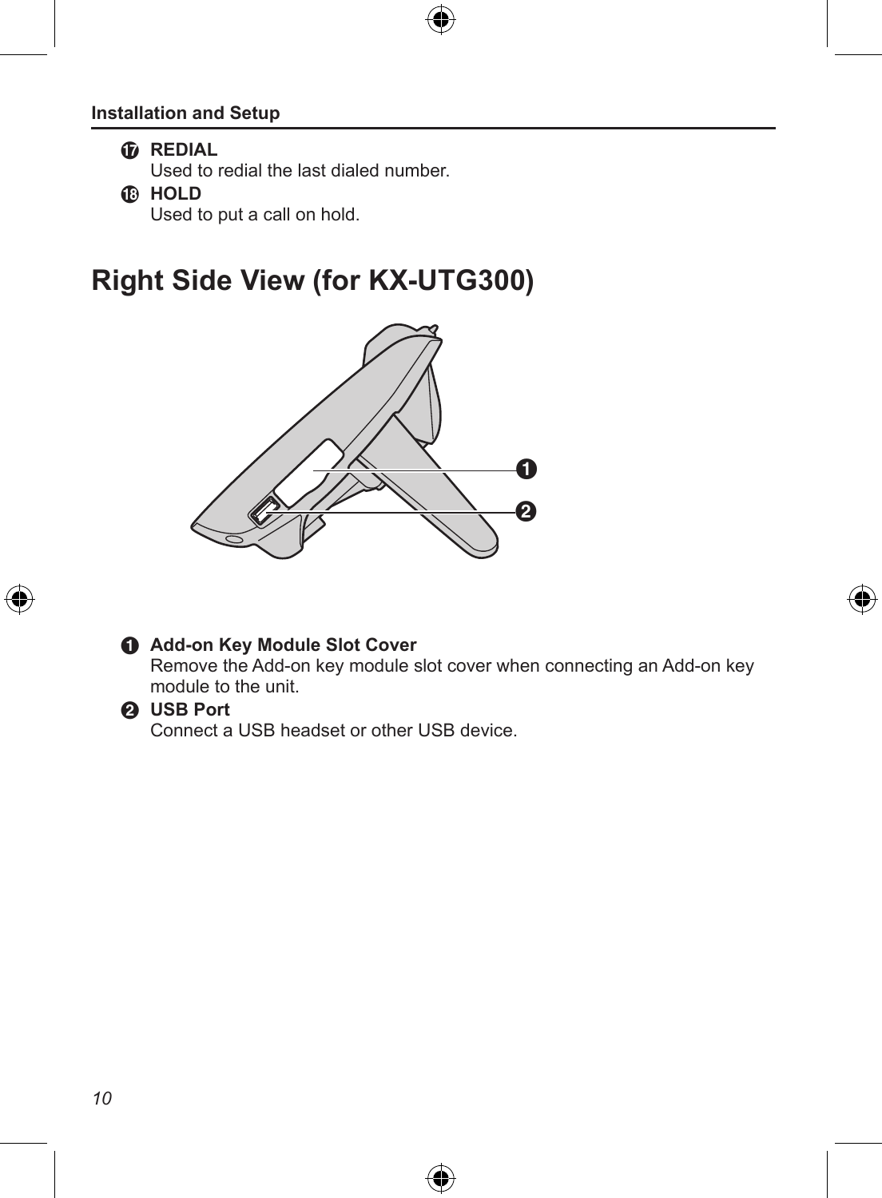⑰ **REDIAL**
Used to redial the last dialed number.

⑱ **HOLD**
Used to put a call on hold.

## Right Side View (for KX-UTG300)

❶ **Add-on Key Module Slot Cover**
Remove the Add-on key module slot cover when connecting an Add-on key module to the unit.

❷ **USB Port**
Connect a USB headset or other USB device.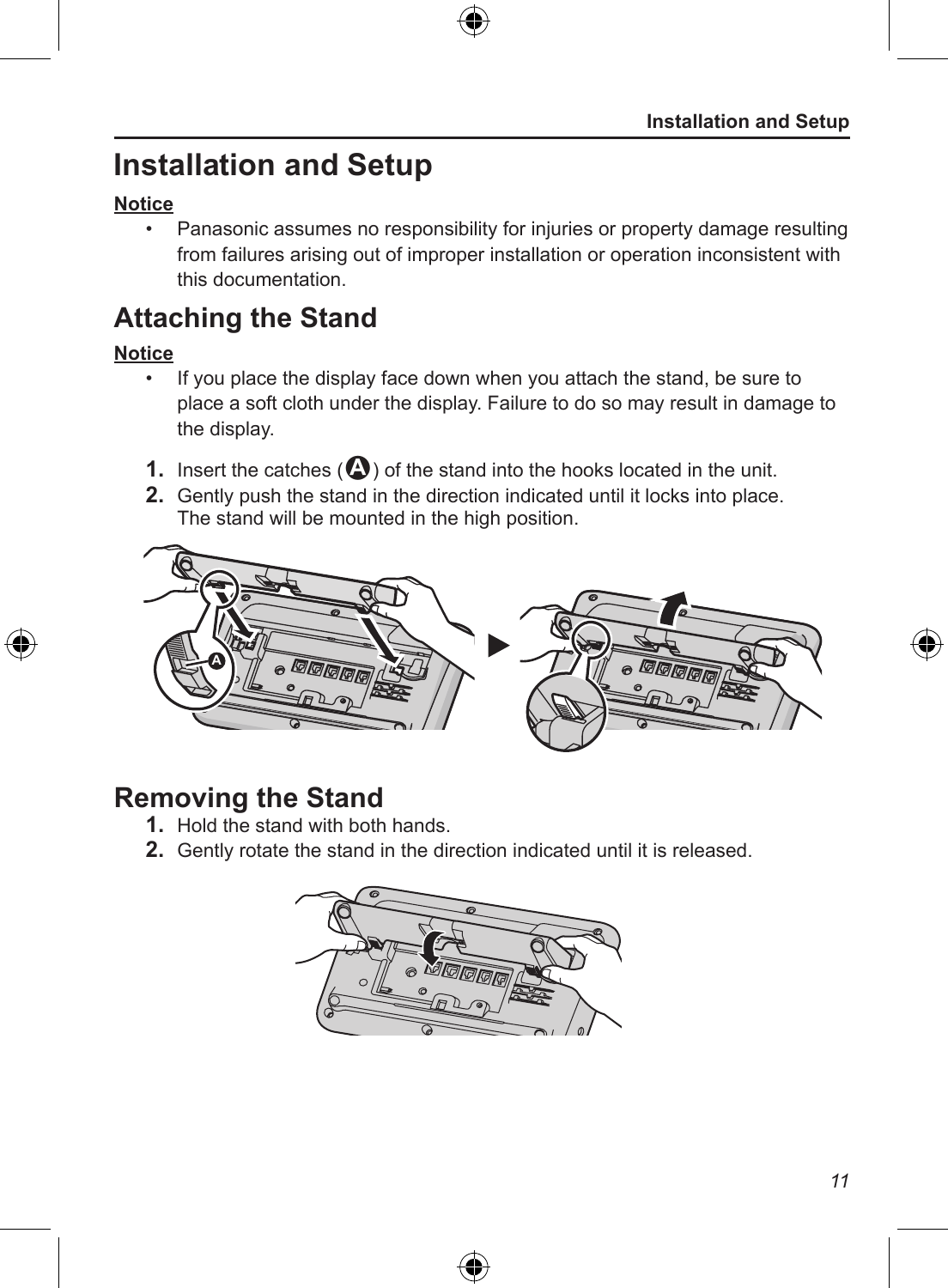# Installation and Setup

__Notice__

- Panasonic assumes no responsibility for injuries or property damage resulting from failures arising out of improper installation or operation inconsistent with this documentation.

## Attaching the Stand

__Notice__

- If you place the display face down when you attach the stand, be sure to place a soft cloth under the display. Failure to do so may result in damage to the display.

1. Insert the catches (A) of the stand into the hooks located in the unit.
2. Gently push the stand in the direction indicated until it locks into place.
   The stand will be mounted in the high position.

## Removing the Stand

1. Hold the stand with both hands.
2. Gently rotate the stand in the direction indicated until it is released.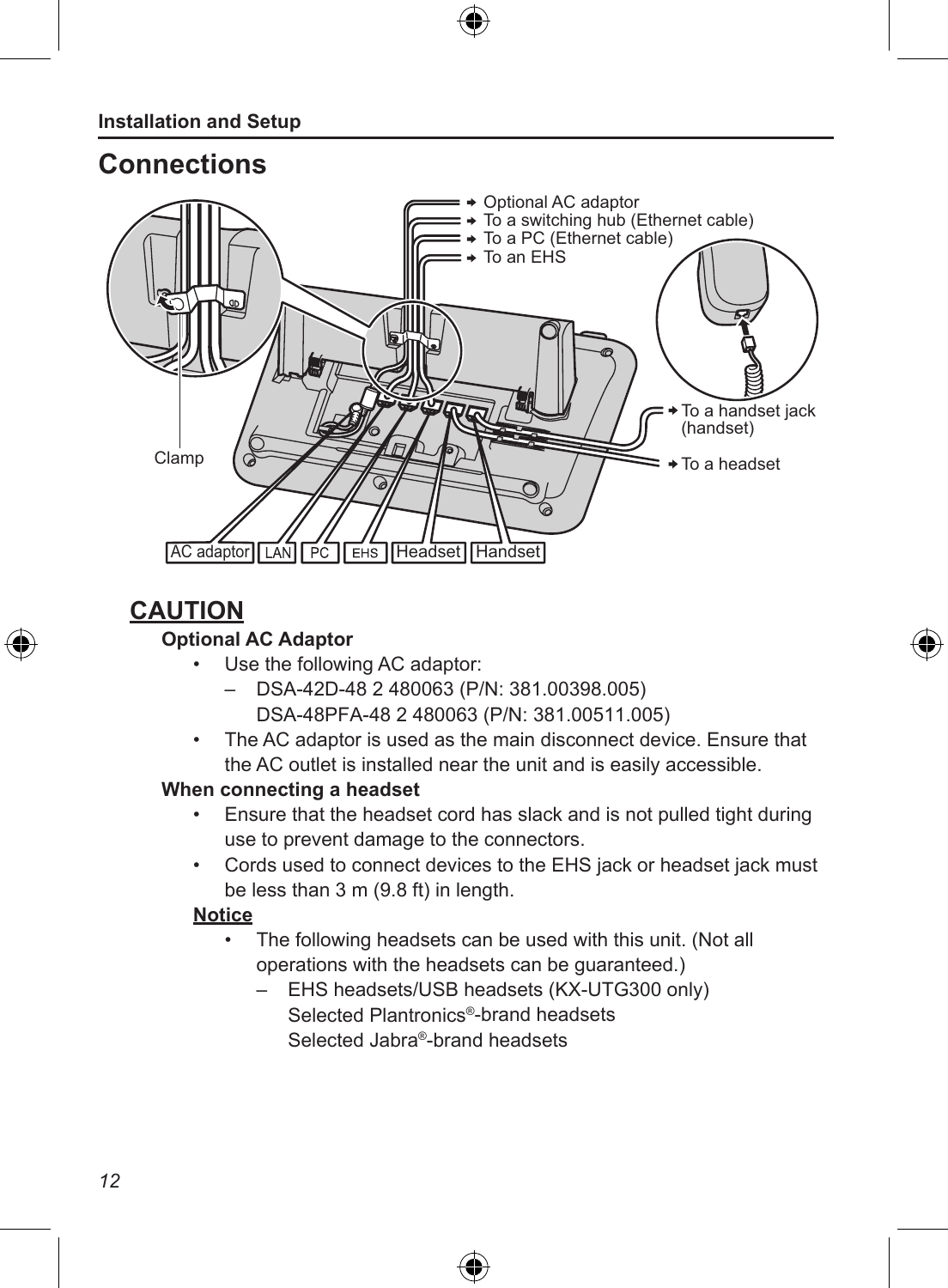# Connections

- Optional AC adaptor
- To a switching hub (Ethernet cable)
- To a PC (Ethernet cable)
- To an EHS
- To a handset jack (handset)
- To a headset

Clamp

AC adaptor | LAN | PC | EHS | Headset | Handset

## CAUTION

**Optional AC Adaptor**

- Use the following AC adaptor:
  - DSA-42D-48 2 480063 (P/N: 381.00398.005)
    DSA-48PFA-48 2 480063 (P/N: 381.00511.005)
- The AC adaptor is used as the main disconnect device. Ensure that the AC outlet is installed near the unit and is easily accessible.

**When connecting a headset**

- Ensure that the headset cord has slack and is not pulled tight during use to prevent damage to the connectors.
- Cords used to connect devices to the EHS jack or headset jack must be less than 3 m (9.8 ft) in length.

**Notice**

- The following headsets can be used with this unit. (Not all operations with the headsets can be guaranteed.)
  - EHS headsets/USB headsets (KX-UTG300 only)
    Selected Plantronics®-brand headsets
    Selected Jabra®-brand headsets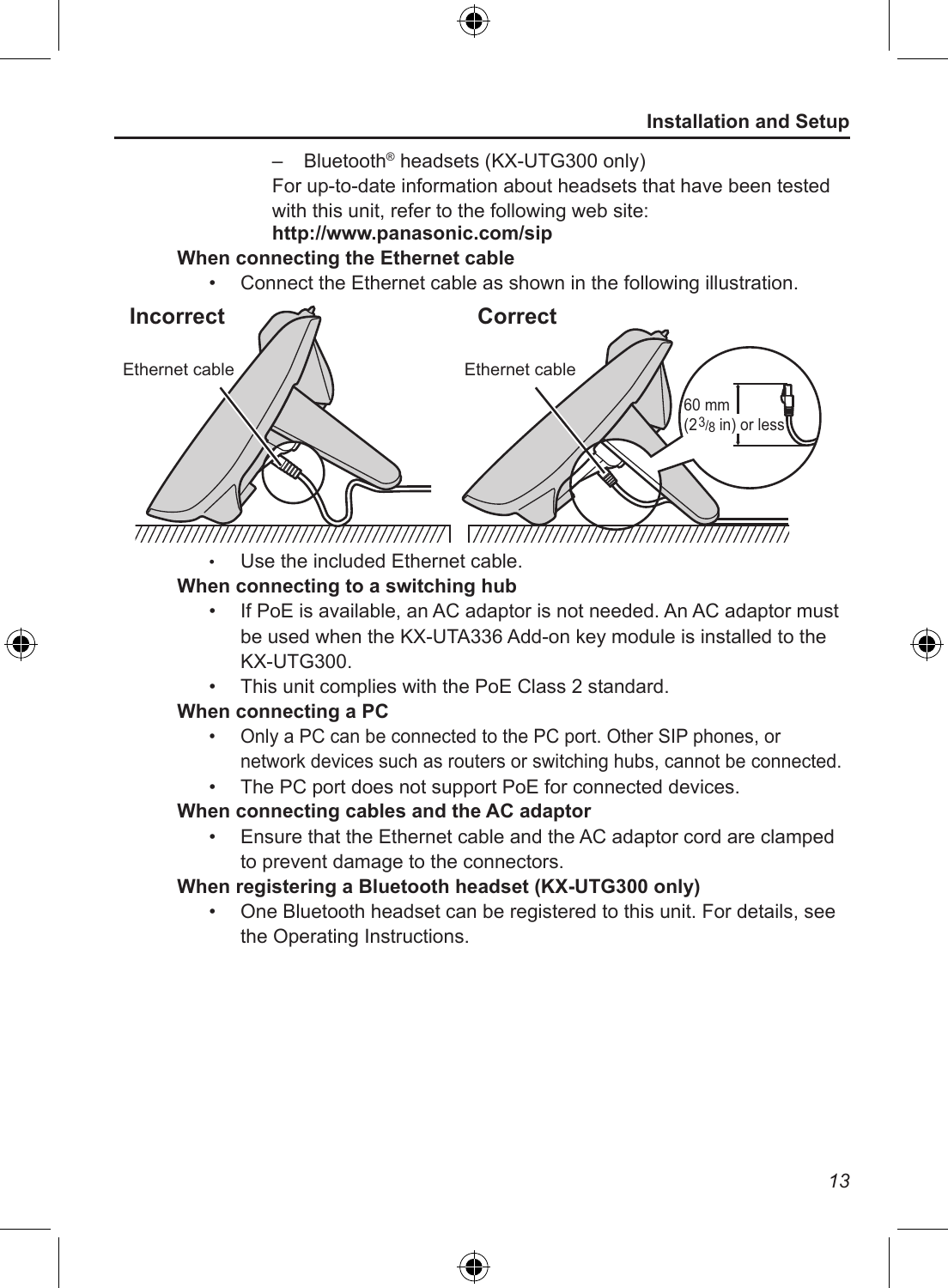– Bluetooth® headsets (KX-UTG300 only)
For up-to-date information about headsets that have been tested with this unit, refer to the following web site:
**http://www.panasonic.com/sip**

**When connecting the Ethernet cable**

- Connect the Ethernet cable as shown in the following illustration.

Incorrect

Ethernet cable

Correct

Ethernet cable

60 mm (2 3/8 in) or less

- Use the included Ethernet cable.

**When connecting to a switching hub**

- If PoE is available, an AC adaptor is not needed. An AC adaptor must be used when the KX-UTA336 Add-on key module is installed to the KX-UTG300.
- This unit complies with the PoE Class 2 standard.

**When connecting a PC**

- Only a PC can be connected to the PC port. Other SIP phones, or network devices such as routers or switching hubs, cannot be connected.
- The PC port does not support PoE for connected devices.

**When connecting cables and the AC adaptor**

- Ensure that the Ethernet cable and the AC adaptor cord are clamped to prevent damage to the connectors.

**When registering a Bluetooth headset (KX-UTG300 only)**

- One Bluetooth headset can be registered to this unit. For details, see the Operating Instructions.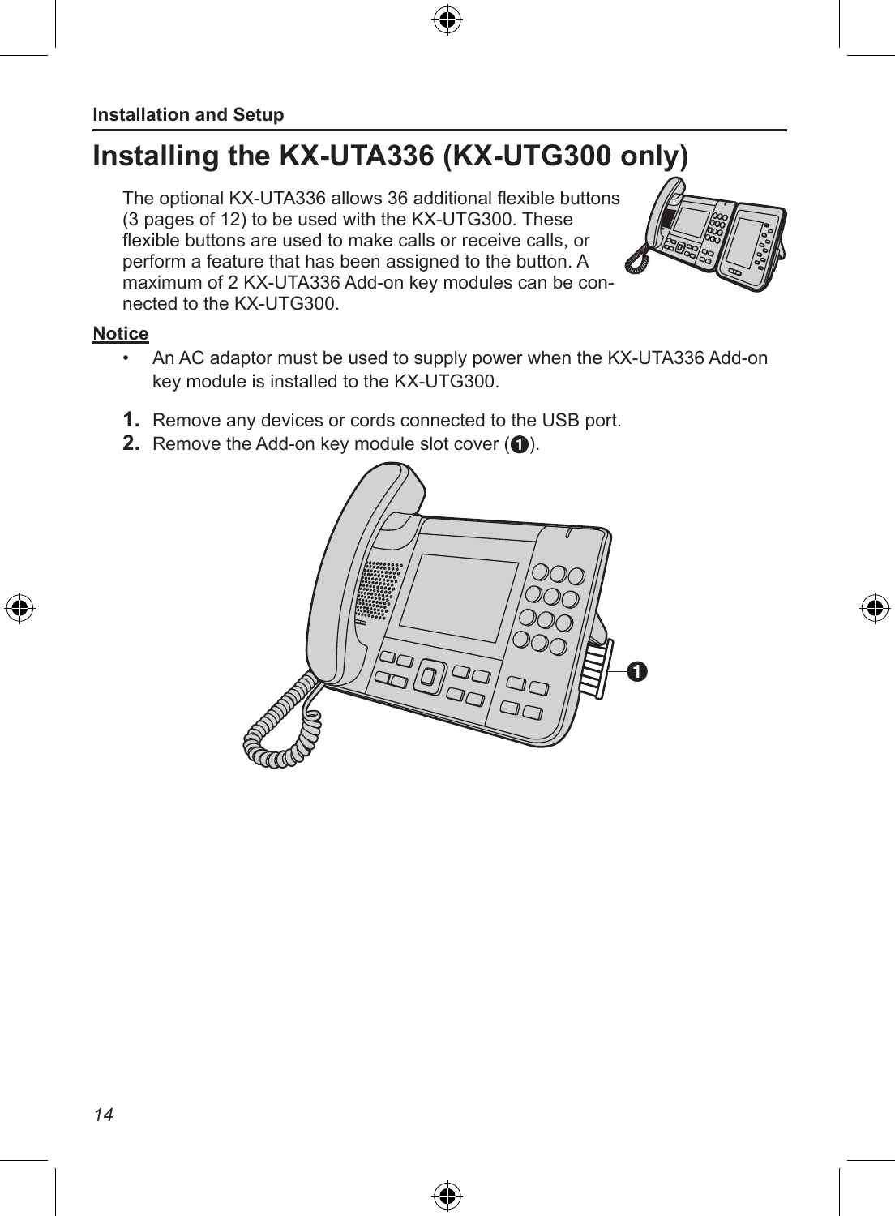# Installing the KX-UTA336 (KX-UTG300 only)

The optional KX-UTA336 allows 36 additional flexible buttons (3 pages of 12) to be used with the KX-UTG300. These flexible buttons are used to make calls or receive calls, or perform a feature that has been assigned to the button. A maximum of 2 KX-UTA336 Add-on key modules can be connected to the KX-UTG300.

**Notice**

- An AC adaptor must be used to supply power when the KX-UTA336 Add-on key module is installed to the KX-UTG300.

1. Remove any devices or cords connected to the USB port.
2. Remove the Add-on key module slot cover (❶).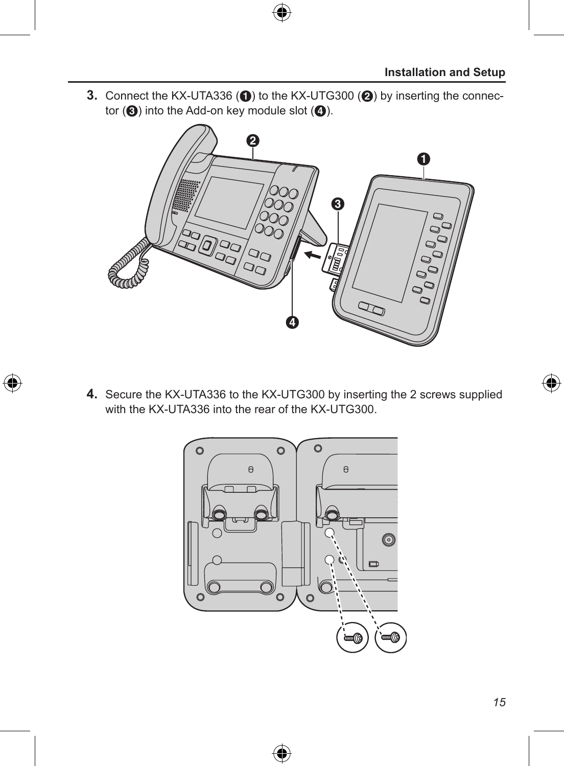3. Connect the KX-UTA336 (❶) to the KX-UTG300 (❷) by inserting the connector (❸) into the Add-on key module slot (❹).

4. Secure the KX-UTA336 to the KX-UTG300 by inserting the 2 screws supplied with the KX-UTA336 into the rear of the KX-UTG300.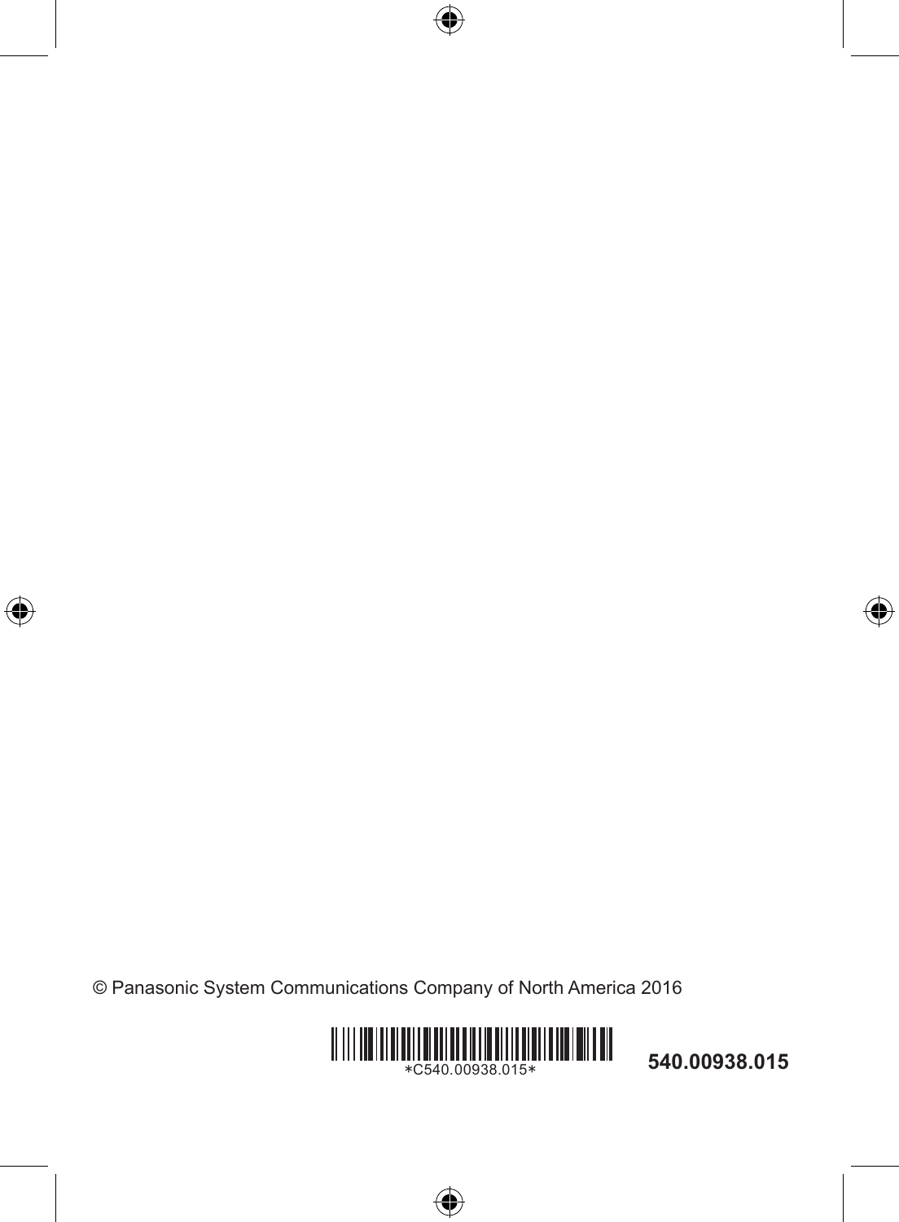© Panasonic System Communications Company of North America 2016

*C540.00938.015*

**540.00938.015**